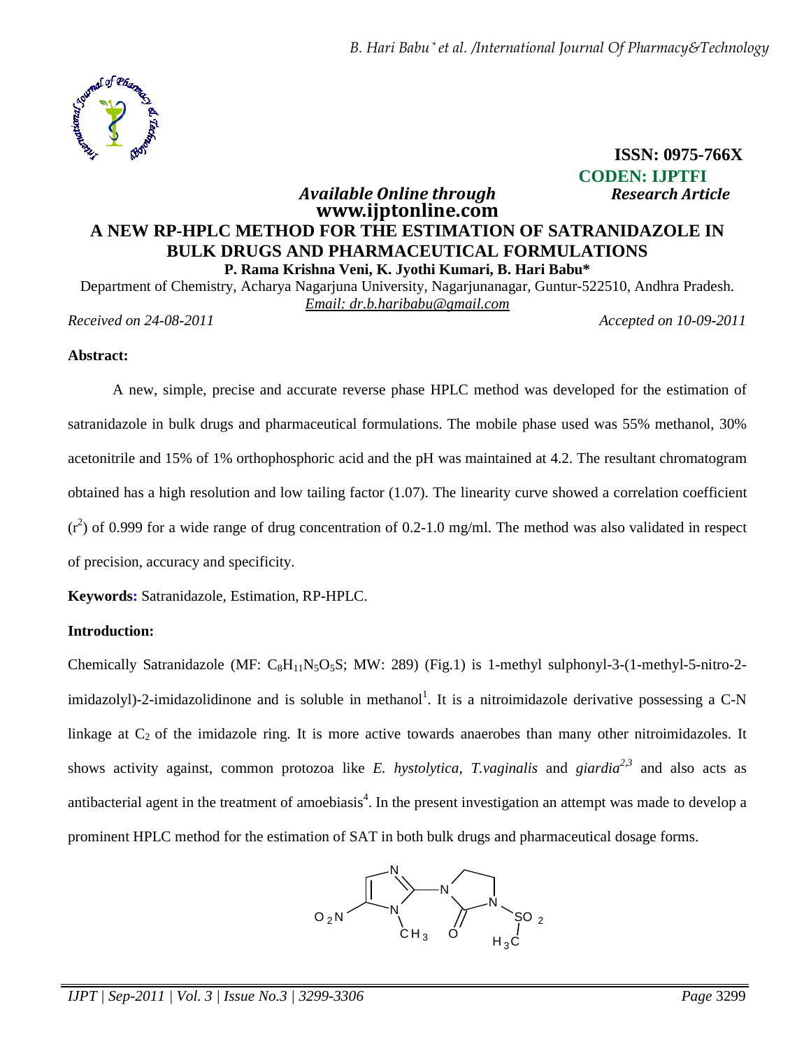ISSN: 0975-766X
CODEN: IJPTFI

*Available Online through* **www.ijptonline.com**

*Research Article*

# A NEW RP-HPLC METHOD FOR THE ESTIMATION OF SATRANIDAZOLE IN BULK DRUGS AND PHARMACEUTICAL FORMULATIONS

**P. Rama Krishna Veni, K. Jyothi Kumari, B. Hari Babu***

Department of Chemistry, Acharya Nagarjuna University, Nagarjunanagar, Guntur-522510, Andhra Pradesh.

*Email: dr.b.haribabu@gmail.com*

*Received on 24-08-2011* *Accepted on 10-09-2011*

## Abstract:

A new, simple, precise and accurate reverse phase HPLC method was developed for the estimation of satranidazole in bulk drugs and pharmaceutical formulations. The mobile phase used was 55% methanol, 30% acetonitrile and 15% of 1% orthophosphoric acid and the pH was maintained at 4.2. The resultant chromatogram obtained has a high resolution and low tailing factor (1.07). The linearity curve showed a correlation coefficient ($r^2$) of 0.999 for a wide range of drug concentration of 0.2-1.0 mg/ml. The method was also validated in respect of precision, accuracy and specificity.

**Keywords:** Satranidazole, Estimation, RP-HPLC.

## Introduction:

Chemically Satranidazole (MF: $C_8H_{11}N_5O_5S$; MW: 289) (Fig.1) is 1-methyl sulphonyl-3-(1-methyl-5-nitro-2-imidazolyl)-2-imidazolidinone and is soluble in methanol[1]. It is a nitroimidazole derivative possessing a C-N linkage at $C_2$ of the imidazole ring. It is more active towards anaerobes than many other nitroimidazoles. It shows activity against, common protozoa like *E. hystolytica*, *T.vaginalis* and *giardia*[2,3] and also acts as antibacterial agent in the treatment of amoebiasis[4]. In the present investigation an attempt was made to develop a prominent HPLC method for the estimation of SAT in both bulk drugs and pharmaceutical dosage forms.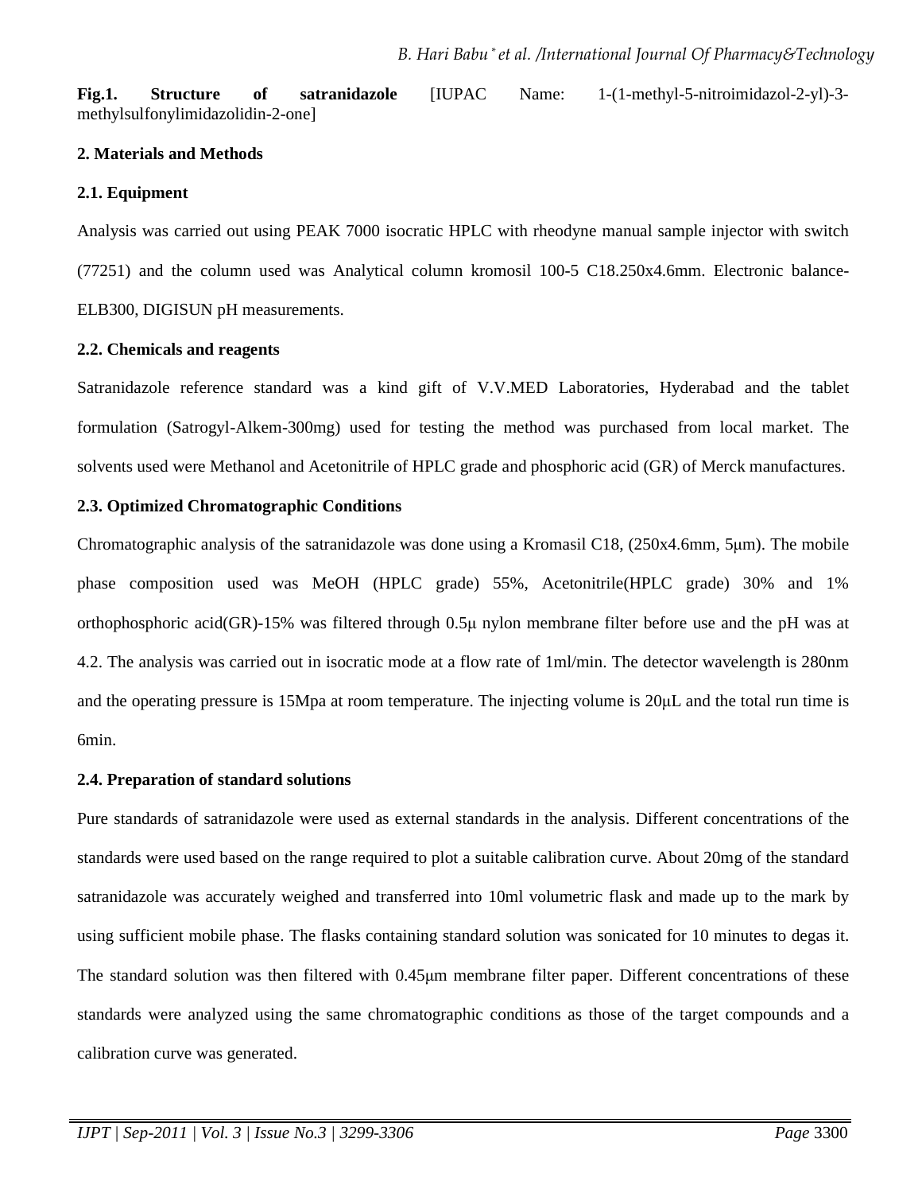**Fig.1. Structure of satranidazole** [IUPAC Name: 1-(1-methyl-5-nitroimidazol-2-yl)-3-methylsulfonylimidazolidin-2-one]

## 2. Materials and Methods

### 2.1. Equipment

Analysis was carried out using PEAK 7000 isocratic HPLC with rheodyne manual sample injector with switch (77251) and the column used was Analytical column kromosil 100-5 C18.250x4.6mm. Electronic balance-ELB300, DIGISUN pH measurements.

### 2.2. Chemicals and reagents

Satranidazole reference standard was a kind gift of V.V.MED Laboratories, Hyderabad and the tablet formulation (Satrogyl-Alkem-300mg) used for testing the method was purchased from local market. The solvents used were Methanol and Acetonitrile of HPLC grade and phosphoric acid (GR) of Merck manufactures.

### 2.3. Optimized Chromatographic Conditions

Chromatographic analysis of the satranidazole was done using a Kromasil C18, (250x4.6mm, 5μm). The mobile phase composition used was MeOH (HPLC grade) 55%, Acetonitrile(HPLC grade) 30% and 1% orthophosphoric acid(GR)-15% was filtered through 0.5μ nylon membrane filter before use and the pH was at 4.2. The analysis was carried out in isocratic mode at a flow rate of 1ml/min. The detector wavelength is 280nm and the operating pressure is 15Mpa at room temperature. The injecting volume is 20μL and the total run time is 6min.

### 2.4. Preparation of standard solutions

Pure standards of satranidazole were used as external standards in the analysis. Different concentrations of the standards were used based on the range required to plot a suitable calibration curve. About 20mg of the standard satranidazole was accurately weighed and transferred into 10ml volumetric flask and made up to the mark by using sufficient mobile phase. The flasks containing standard solution was sonicated for 10 minutes to degas it. The standard solution was then filtered with 0.45μm membrane filter paper. Different concentrations of these standards were analyzed using the same chromatographic conditions as those of the target compounds and a calibration curve was generated.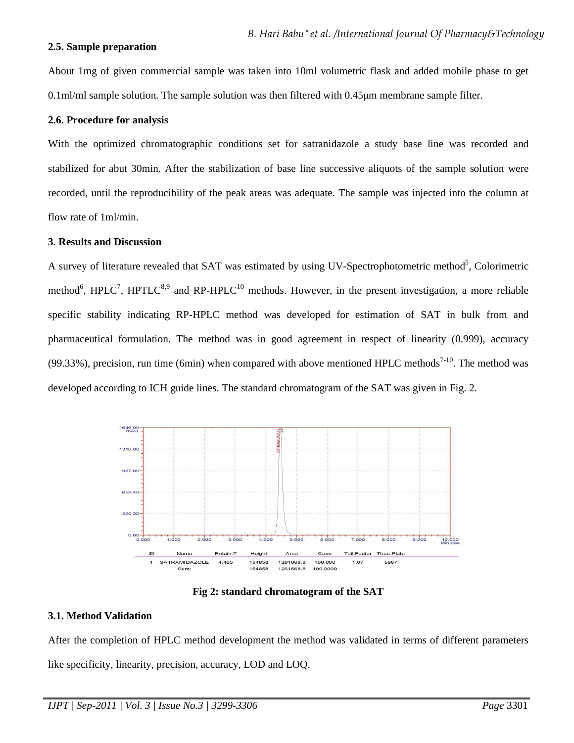### 2.5. Sample preparation

About 1mg of given commercial sample was taken into 10ml volumetric flask and added mobile phase to get 0.1ml/ml sample solution. The sample solution was then filtered with 0.45μm membrane sample filter.

### 2.6. Procedure for analysis

With the optimized chromatographic conditions set for satranidazole a study base line was recorded and stabilized for abut 30min. After the stabilization of base line successive aliquots of the sample solution were recorded, until the reproducibility of the peak areas was adequate. The sample was injected into the column at flow rate of 1ml/min.

## 3. Results and Discussion

A survey of literature revealed that SAT was estimated by using UV-Spectrophotometric method[5], Colorimetric method[6], HPLC[7], HPTLC[8,9] and RP-HPLC[10] methods. However, in the present investigation, a more reliable specific stability indicating RP-HPLC method was developed for estimation of SAT in bulk from and pharmaceutical formulation. The method was in good agreement in respect of linearity (0.999), accuracy (99.33%), precision, run time (6min) when compared with above mentioned HPLC methods[7-10]. The method was developed according to ICH guide lines. The standard chromatogram of the SAT was given in Fig. 2.

| ID | Name | Retain.T | Height | Area | Conc | Tail.Factor | Theo.Plate |
|---|---|---|---|---|---|---|---|
| 1 | SATRAMIDAZOLE | 4.465 | 154858 | 1261668.8 | 100.000 | 1.07 | 5987 |
| | Sum: | | 154858 | 1261668.8 | 100.0000 | | |

**Fig 2: standard chromatogram of the SAT**

### 3.1. Method Validation

After the completion of HPLC method development the method was validated in terms of different parameters like specificity, linearity, precision, accuracy, LOD and LOQ.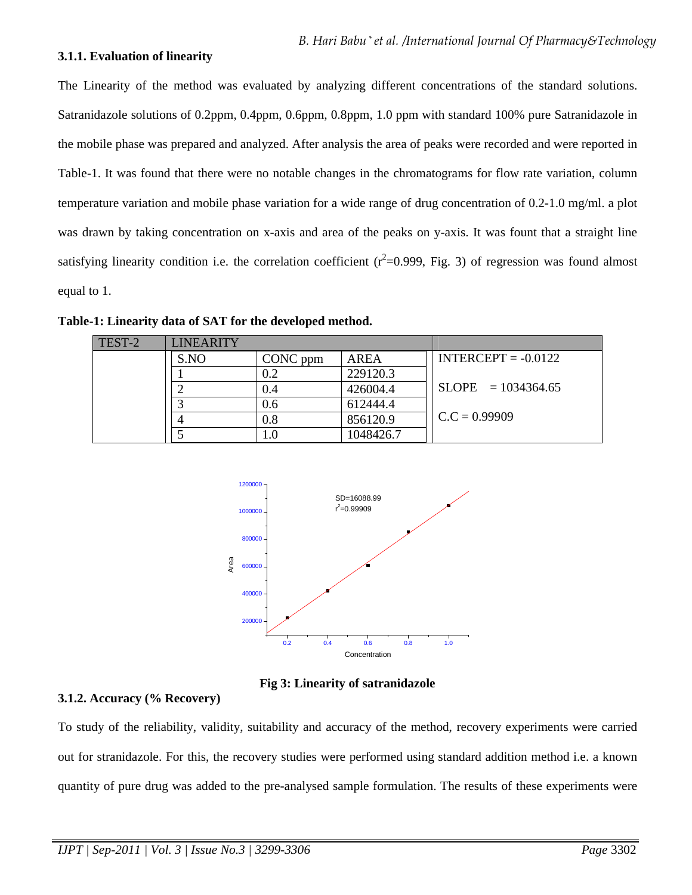### 3.1.1. Evaluation of linearity

The Linearity of the method was evaluated by analyzing different concentrations of the standard solutions. Satranidazole solutions of 0.2ppm, 0.4ppm, 0.6ppm, 0.8ppm, 1.0 ppm with standard 100% pure Satranidazole in the mobile phase was prepared and analyzed. After analysis the area of peaks were recorded and were reported in Table-1. It was found that there were no notable changes in the chromatograms for flow rate variation, column temperature variation and mobile phase variation for a wide range of drug concentration of 0.2-1.0 mg/ml. a plot was drawn by taking concentration on x-axis and area of the peaks on y-axis. It was fount that a straight line satisfying linearity condition i.e. the correlation coefficient ($r^2$=0.999, Fig. 3) of regression was found almost equal to 1.

**Table-1: Linearity data of SAT for the developed method.**

| TEST-2 | LINEARITY | | | |
|---|---|---|---|---|
| | S.NO | CONC ppm | AREA | INTERCEPT = -0.0122 |
| | 1 | 0.2 | 229120.3 | |
| | 2 | 0.4 | 426004.4 | SLOPE = 1034364.65 |
| | 3 | 0.6 | 612444.4 | |
| | 4 | 0.8 | 856120.9 | C.C = 0.99909 |
| | 5 | 1.0 | 1048426.7 | |

**Fig 3: Linearity of satranidazole**

### 3.1.2. Accuracy (% Recovery)

To study of the reliability, validity, suitability and accuracy of the method, recovery experiments were carried out for stranidazole. For this, the recovery studies were performed using standard addition method i.e. a known quantity of pure drug was added to the pre-analysed sample formulation. The results of these experiments were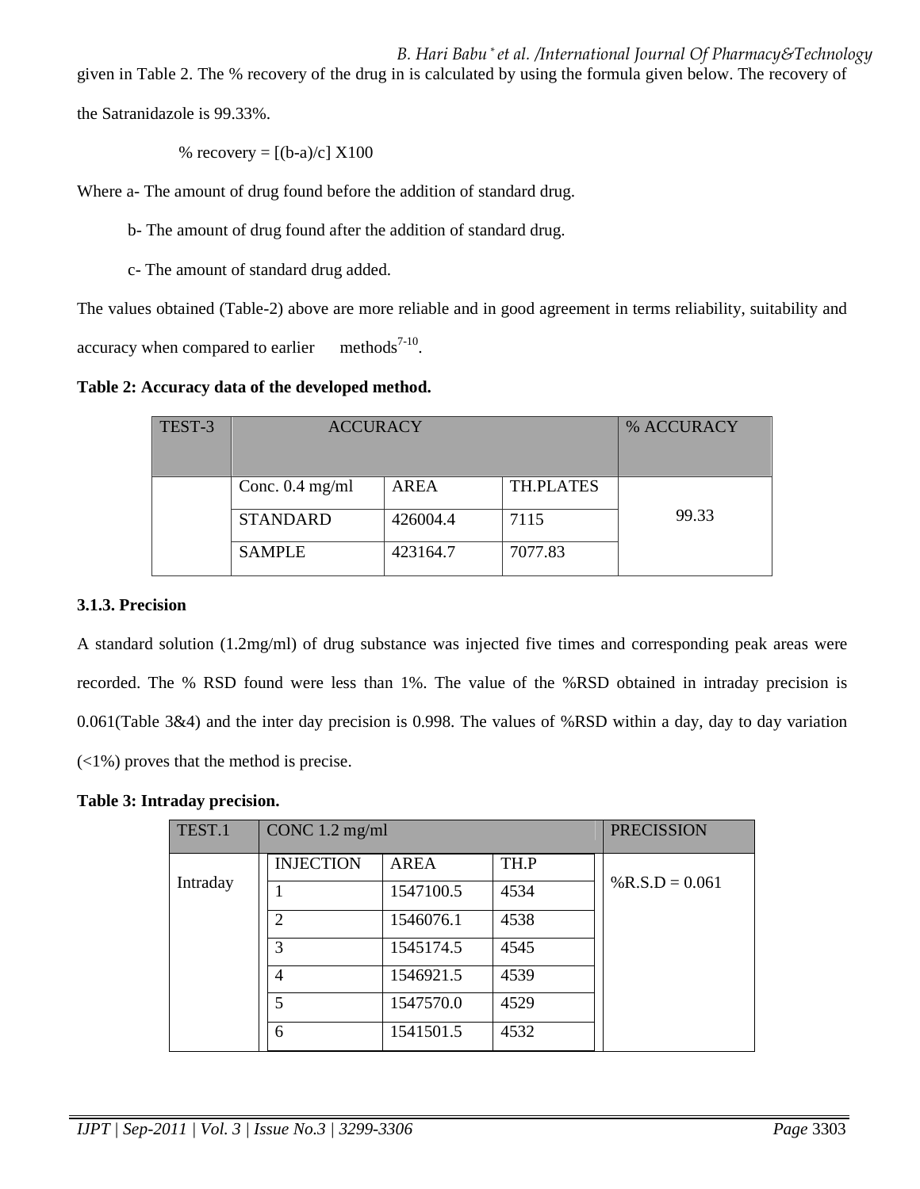given in Table 2. The % recovery of the drug in is calculated by using the formula given below. The recovery of the Satranidazole is 99.33%.

% recovery = [(b-a)/c] X100

Where a- The amount of drug found before the addition of standard drug.

b- The amount of drug found after the addition of standard drug.

c- The amount of standard drug added.

The values obtained (Table-2) above are more reliable and in good agreement in terms reliability, suitability and accuracy when compared to earlier methods[7-10].

**Table 2: Accuracy data of the developed method.**

| TEST-3 | ACCURACY | | | % ACCURACY |
|---|---|---|---|---|
| | Conc. 0.4 mg/ml | AREA | TH.PLATES | 99.33 |
| | STANDARD | 426004.4 | 7115 | |
| | SAMPLE | 423164.7 | 7077.83 | |

**3.1.3. Precision**

A standard solution (1.2mg/ml) of drug substance was injected five times and corresponding peak areas were recorded. The % RSD found were less than 1%. The value of the %RSD obtained in intraday precision is 0.061(Table 3&4) and the inter day precision is 0.998. The values of %RSD within a day, day to day variation (<1%) proves that the method is precise.

**Table 3: Intraday precision.**

| TEST.1 | CONC 1.2 mg/ml | | | PRECISSION |
|---|---|---|---|---|
| Intraday | INJECTION | AREA | TH.P | %R.S.D = 0.061 |
| | 1 | 1547100.5 | 4534 | |
| | 2 | 1546076.1 | 4538 | |
| | 3 | 1545174.5 | 4545 | |
| | 4 | 1546921.5 | 4539 | |
| | 5 | 1547570.0 | 4529 | |
| | 6 | 1541501.5 | 4532 | |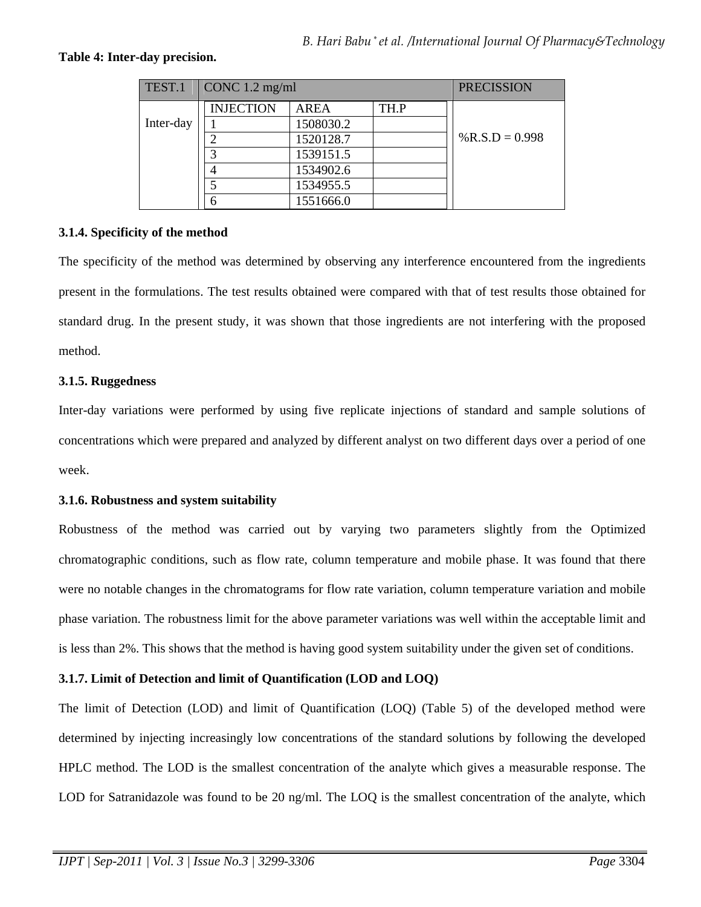**Table 4: Inter-day precision.**

| TEST.1 | CONC 1.2 mg/ml | | | PRECISSION |
|---|---|---|---|---|
| Inter-day | INJECTION | AREA | TH.P | %R.S.D = 0.998 |
| | 1 | 1508030.2 | | |
| | 2 | 1520128.7 | | |
| | 3 | 1539151.5 | | |
| | 4 | 1534902.6 | | |
| | 5 | 1534955.5 | | |
| | 6 | 1551666.0 | | |

### 3.1.4. Specificity of the method

The specificity of the method was determined by observing any interference encountered from the ingredients present in the formulations. The test results obtained were compared with that of test results those obtained for standard drug. In the present study, it was shown that those ingredients are not interfering with the proposed method.

### 3.1.5. Ruggedness

Inter-day variations were performed by using five replicate injections of standard and sample solutions of concentrations which were prepared and analyzed by different analyst on two different days over a period of one week.

### 3.1.6. Robustness and system suitability

Robustness of the method was carried out by varying two parameters slightly from the Optimized chromatographic conditions, such as flow rate, column temperature and mobile phase. It was found that there were no notable changes in the chromatograms for flow rate variation, column temperature variation and mobile phase variation. The robustness limit for the above parameter variations was well within the acceptable limit and is less than 2%. This shows that the method is having good system suitability under the given set of conditions.

### 3.1.7. Limit of Detection and limit of Quantification (LOD and LOQ)

The limit of Detection (LOD) and limit of Quantification (LOQ) (Table 5) of the developed method were determined by injecting increasingly low concentrations of the standard solutions by following the developed HPLC method. The LOD is the smallest concentration of the analyte which gives a measurable response. The LOD for Satranidazole was found to be 20 ng/ml. The LOQ is the smallest concentration of the analyte, which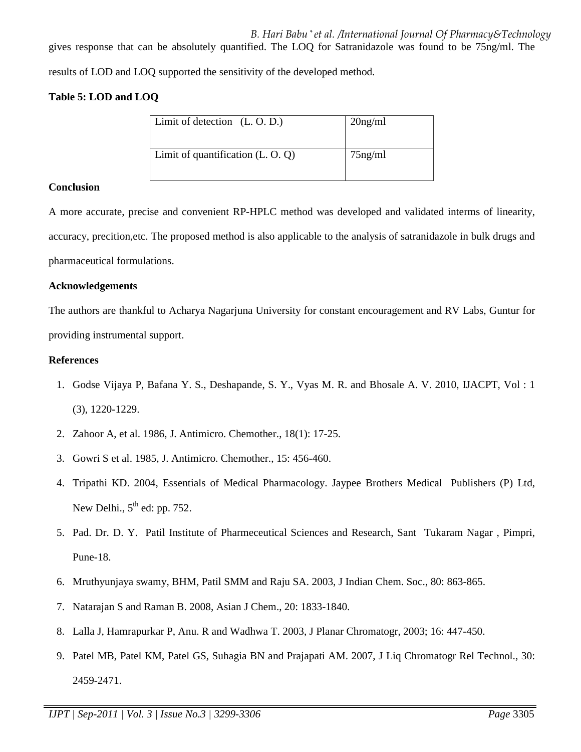gives response that can be absolutely quantified. The LOQ for Satranidazole was found to be 75ng/ml. The results of LOD and LOQ supported the sensitivity of the developed method.

**Table 5: LOD and LOQ**

| | |
|---|---|
| Limit of detection (L. O. D.) | 20ng/ml |
| Limit of quantification (L. O. Q) | 75ng/ml |

**Conclusion**

A more accurate, precise and convenient RP-HPLC method was developed and validated interms of linearity, accuracy, precition,etc. The proposed method is also applicable to the analysis of satranidazole in bulk drugs and pharmaceutical formulations.

**Acknowledgements**

The authors are thankful to Acharya Nagarjuna University for constant encouragement and RV Labs, Guntur for providing instrumental support.

**References**

1. Godse Vijaya P, Bafana Y. S., Deshapande, S. Y., Vyas M. R. and Bhosale A. V. 2010, IJACPT, Vol : 1 (3), 1220-1229.
2. Zahoor A, et al. 1986, J. Antimicro. Chemother., 18(1): 17-25.
3. Gowri S et al. 1985, J. Antimicro. Chemother., 15: 456-460.
4. Tripathi KD. 2004, Essentials of Medical Pharmacology. Jaypee Brothers Medical Publishers (P) Ltd, New Delhi., 5th ed: pp. 752.
5. Pad. Dr. D. Y. Patil Institute of Pharmeceutical Sciences and Research, Sant Tukaram Nagar , Pimpri, Pune-18.
6. Mruthyunjaya swamy, BHM, Patil SMM and Raju SA. 2003, J Indian Chem. Soc., 80: 863-865.
7. Natarajan S and Raman B. 2008, Asian J Chem., 20: 1833-1840.
8. Lalla J, Hamrapurkar P, Anu. R and Wadhwa T. 2003, J Planar Chromatogr, 2003; 16: 447-450.
9. Patel MB, Patel KM, Patel GS, Suhagia BN and Prajapati AM. 2007, J Liq Chromatogr Rel Technol., 30: 2459-2471.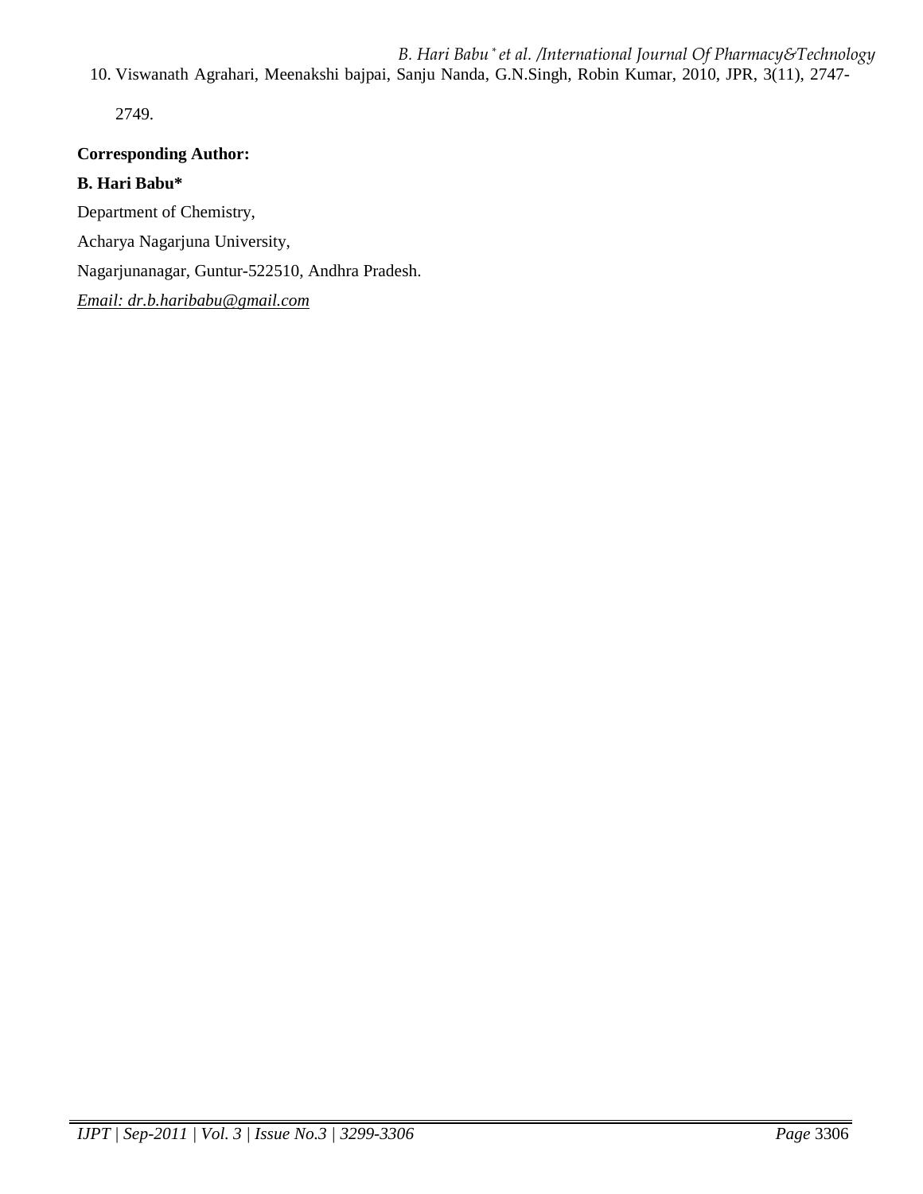10. Viswanath Agrahari, Meenakshi bajpai, Sanju Nanda, G.N.Singh, Robin Kumar, 2010, JPR, 3(11), 2747-2749.

**Corresponding Author:**

**B. Hari Babu***

Department of Chemistry,

Acharya Nagarjuna University,

Nagarjunanagar, Guntur-522510, Andhra Pradesh.

*Email: dr.b.haribabu@gmail.com*